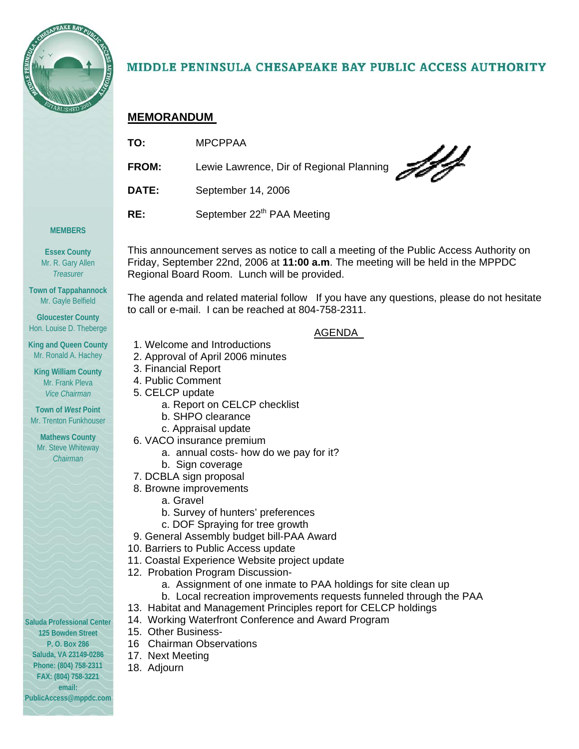# MIDDLE PENINSULA CHESAPEAKE BAY PUBLIC ACCESS AUTHORITY

## MEMORANDUM

**TO:** MPCPPAA

**FROM:** Lewie Lawrence, Dir of Regional Planning

**DATE:** September 14, 2006

**RE:** September 22[th] PAA Meeting

This announcement serves as notice to call a meeting of the Public Access Authority on Friday, September 22nd, 2006 at **11:00 a.m**. The meeting will be held in the MPPDC Regional Board Room. Lunch will be provided.

The agenda and related material follow If you have any questions, please do not hesitate to call or e-mail. I can be reached at 804-758-2311.

AGENDA

1. Welcome and Introductions
2. Approval of April 2006 minutes
3. Financial Report
4. Public Comment
5. CELCP update
   a. Report on CELCP checklist
   b. SHPO clearance
   c. Appraisal update
6. VACO insurance premium
   a. annual costs- how do we pay for it?
   b. Sign coverage
7. DCBLA sign proposal
8. Browne improvements
   a. Gravel
   b. Survey of hunters' preferences
   c. DOF Spraying for tree growth
9. General Assembly budget bill-PAA Award
10. Barriers to Public Access update
11. Coastal Experience Website project update
12. Probation Program Discussion-
    a. Assignment of one inmate to PAA holdings for site clean up
    b. Local recreation improvements requests funneled through the PAA
13. Habitat and Management Principles report for CELCP holdings
14. Working Waterfront Conference and Award Program
15. Other Business-
16 Chairman Observations
17. Next Meeting
18. Adjourn

**MEMBERS**

**Essex County**
Mr. R. Gary Allen
*Treasurer*

**Town of Tappahannock**
Mr. Gayle Belfield

**Gloucester County**
Hon. Louise D. Theberge

**King and Queen County**
Mr. Ronald A. Hachey

**King William County**
Mr. Frank Pleva
*Vice Chairman*

**Town of *West* Point**
Mr. Trenton Funkhouser

**Mathews County**
Mr. Steve Whiteway
*Chairman*

**Saluda Professional Center**
**125 Bowden Street**
**P. O. Box 286**
**Saluda, VA 23149-0286**
**Phone: (804) 758-2311**
**FAX: (804) 758-3221**
**email:**
**PublicAccess@mppdc.com**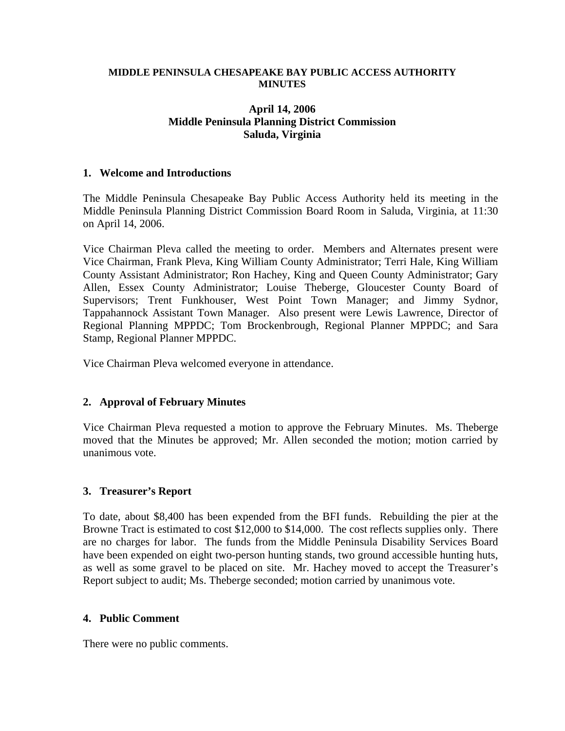**MIDDLE PENINSULA CHESAPEAKE BAY PUBLIC ACCESS AUTHORITY MINUTES**

**April 14, 2006**
**Middle Peninsula Planning District Commission**
**Saluda, Virginia**

## 1. Welcome and Introductions

The Middle Peninsula Chesapeake Bay Public Access Authority held its meeting in the Middle Peninsula Planning District Commission Board Room in Saluda, Virginia, at 11:30 on April 14, 2006.

Vice Chairman Pleva called the meeting to order. Members and Alternates present were Vice Chairman, Frank Pleva, King William County Administrator; Terri Hale, King William County Assistant Administrator; Ron Hachey, King and Queen County Administrator; Gary Allen, Essex County Administrator; Louise Theberge, Gloucester County Board of Supervisors; Trent Funkhouser, West Point Town Manager; and Jimmy Sydnor, Tappahannock Assistant Town Manager. Also present were Lewis Lawrence, Director of Regional Planning MPPDC; Tom Brockenbrough, Regional Planner MPPDC; and Sara Stamp, Regional Planner MPPDC.

Vice Chairman Pleva welcomed everyone in attendance.

## 2. Approval of February Minutes

Vice Chairman Pleva requested a motion to approve the February Minutes. Ms. Theberge moved that the Minutes be approved; Mr. Allen seconded the motion; motion carried by unanimous vote.

## 3. Treasurer's Report

To date, about $8,400 has been expended from the BFI funds. Rebuilding the pier at the Browne Tract is estimated to cost $12,000 to $14,000. The cost reflects supplies only. There are no charges for labor. The funds from the Middle Peninsula Disability Services Board have been expended on eight two-person hunting stands, two ground accessible hunting huts, as well as some gravel to be placed on site. Mr. Hachey moved to accept the Treasurer's Report subject to audit; Ms. Theberge seconded; motion carried by unanimous vote.

## 4. Public Comment

There were no public comments.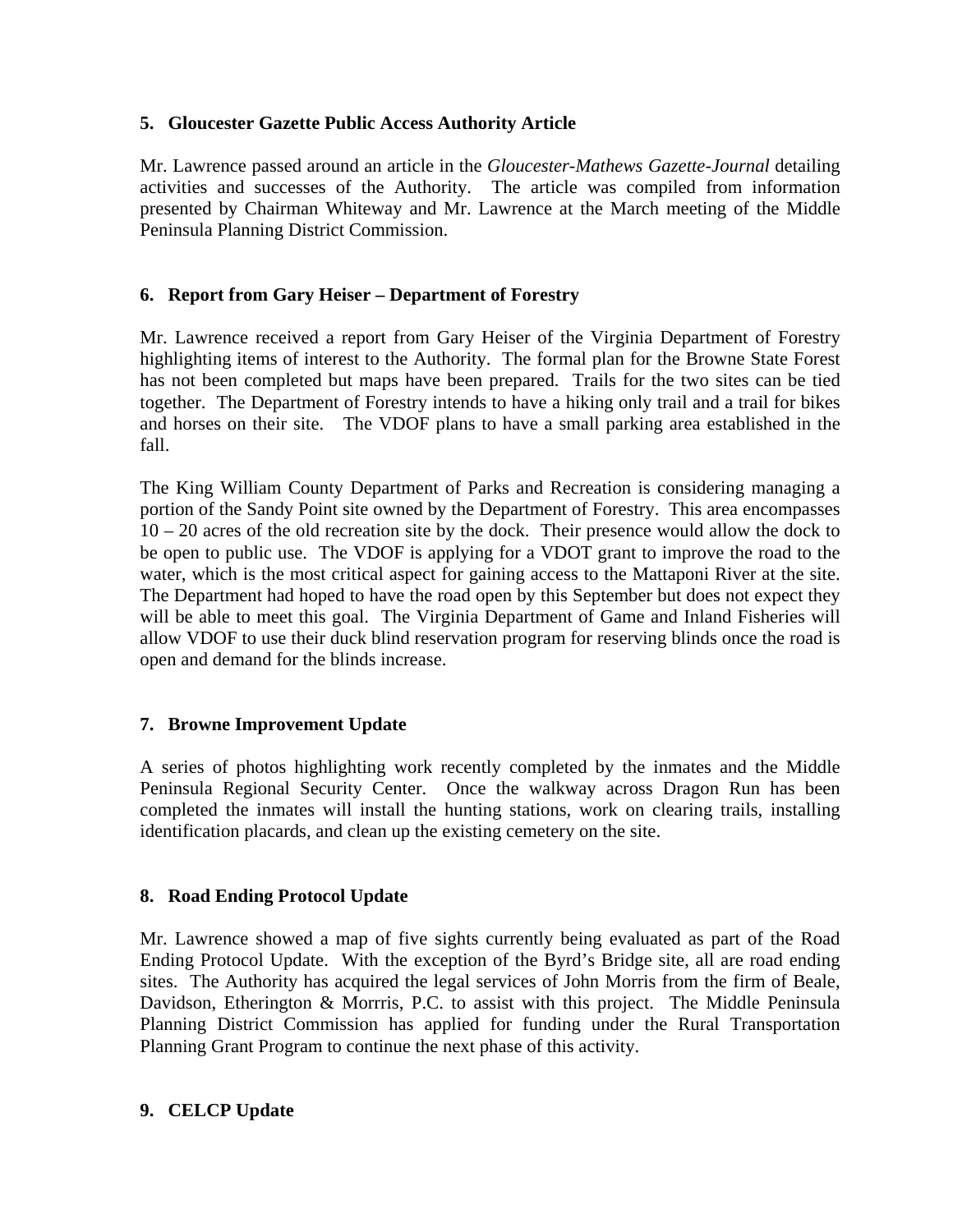## 5. Gloucester Gazette Public Access Authority Article

Mr. Lawrence passed around an article in the *Gloucester-Mathews Gazette-Journal* detailing activities and successes of the Authority. The article was compiled from information presented by Chairman Whiteway and Mr. Lawrence at the March meeting of the Middle Peninsula Planning District Commission.

## 6. Report from Gary Heiser – Department of Forestry

Mr. Lawrence received a report from Gary Heiser of the Virginia Department of Forestry highlighting items of interest to the Authority. The formal plan for the Browne State Forest has not been completed but maps have been prepared. Trails for the two sites can be tied together. The Department of Forestry intends to have a hiking only trail and a trail for bikes and horses on their site. The VDOF plans to have a small parking area established in the fall.

The King William County Department of Parks and Recreation is considering managing a portion of the Sandy Point site owned by the Department of Forestry. This area encompasses 10 – 20 acres of the old recreation site by the dock. Their presence would allow the dock to be open to public use. The VDOF is applying for a VDOT grant to improve the road to the water, which is the most critical aspect for gaining access to the Mattaponi River at the site. The Department had hoped to have the road open by this September but does not expect they will be able to meet this goal. The Virginia Department of Game and Inland Fisheries will allow VDOF to use their duck blind reservation program for reserving blinds once the road is open and demand for the blinds increase.

## 7. Browne Improvement Update

A series of photos highlighting work recently completed by the inmates and the Middle Peninsula Regional Security Center. Once the walkway across Dragon Run has been completed the inmates will install the hunting stations, work on clearing trails, installing identification placards, and clean up the existing cemetery on the site.

## 8. Road Ending Protocol Update

Mr. Lawrence showed a map of five sights currently being evaluated as part of the Road Ending Protocol Update. With the exception of the Byrd's Bridge site, all are road ending sites. The Authority has acquired the legal services of John Morris from the firm of Beale, Davidson, Etherington & Morrris, P.C. to assist with this project. The Middle Peninsula Planning District Commission has applied for funding under the Rural Transportation Planning Grant Program to continue the next phase of this activity.

## 9. CELCP Update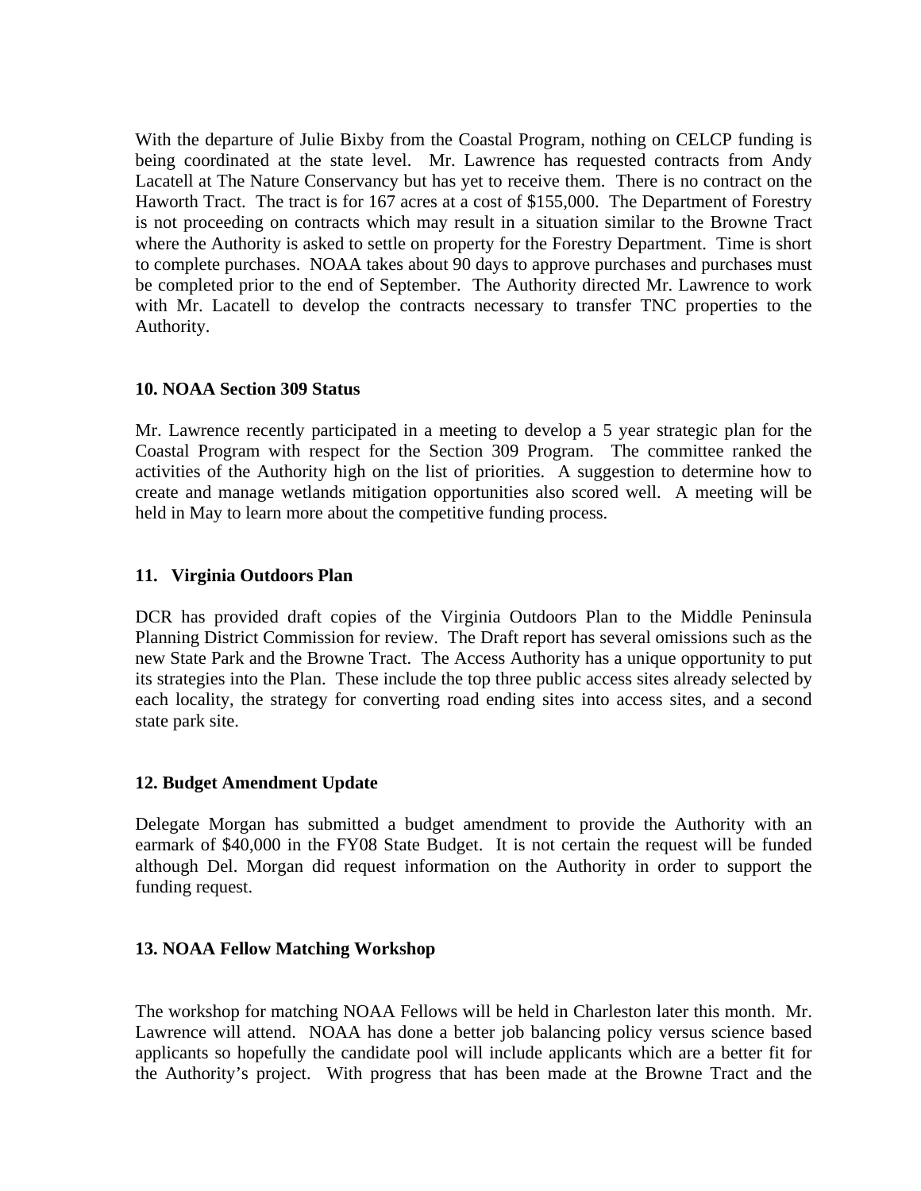With the departure of Julie Bixby from the Coastal Program, nothing on CELCP funding is being coordinated at the state level. Mr. Lawrence has requested contracts from Andy Lacatell at The Nature Conservancy but has yet to receive them. There is no contract on the Haworth Tract. The tract is for 167 acres at a cost of $155,000. The Department of Forestry is not proceeding on contracts which may result in a situation similar to the Browne Tract where the Authority is asked to settle on property for the Forestry Department. Time is short to complete purchases. NOAA takes about 90 days to approve purchases and purchases must be completed prior to the end of September. The Authority directed Mr. Lawrence to work with Mr. Lacatell to develop the contracts necessary to transfer TNC properties to the Authority.

**10. NOAA Section 309 Status**

Mr. Lawrence recently participated in a meeting to develop a 5 year strategic plan for the Coastal Program with respect for the Section 309 Program. The committee ranked the activities of the Authority high on the list of priorities. A suggestion to determine how to create and manage wetlands mitigation opportunities also scored well. A meeting will be held in May to learn more about the competitive funding process.

**11. Virginia Outdoors Plan**

DCR has provided draft copies of the Virginia Outdoors Plan to the Middle Peninsula Planning District Commission for review. The Draft report has several omissions such as the new State Park and the Browne Tract. The Access Authority has a unique opportunity to put its strategies into the Plan. These include the top three public access sites already selected by each locality, the strategy for converting road ending sites into access sites, and a second state park site.

**12. Budget Amendment Update**

Delegate Morgan has submitted a budget amendment to provide the Authority with an earmark of $40,000 in the FY08 State Budget. It is not certain the request will be funded although Del. Morgan did request information on the Authority in order to support the funding request.

**13. NOAA Fellow Matching Workshop**

The workshop for matching NOAA Fellows will be held in Charleston later this month. Mr. Lawrence will attend. NOAA has done a better job balancing policy versus science based applicants so hopefully the candidate pool will include applicants which are a better fit for the Authority's project. With progress that has been made at the Browne Tract and the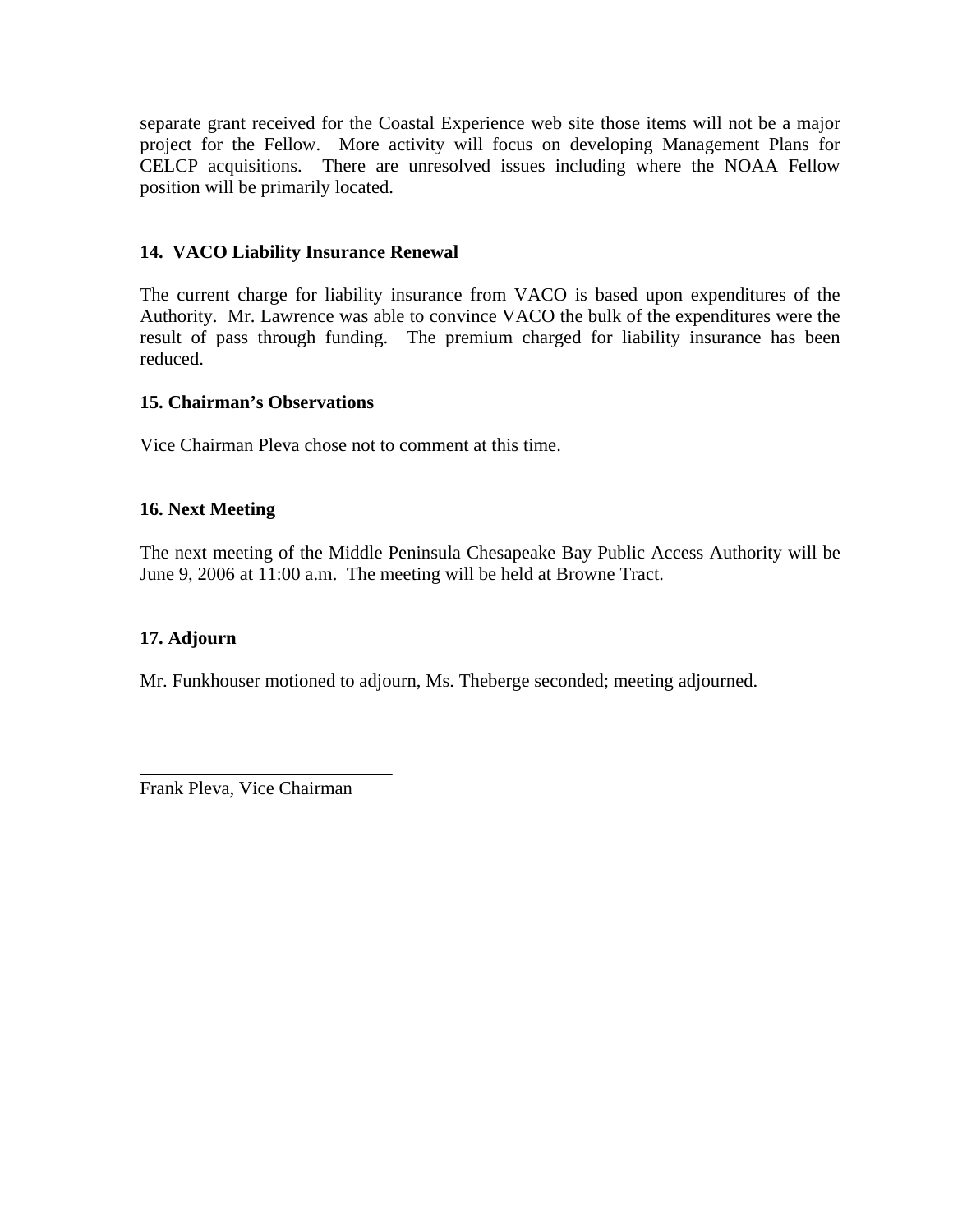separate grant received for the Coastal Experience web site those items will not be a major project for the Fellow. More activity will focus on developing Management Plans for CELCP acquisitions. There are unresolved issues including where the NOAA Fellow position will be primarily located.

**14. VACO Liability Insurance Renewal**

The current charge for liability insurance from VACO is based upon expenditures of the Authority. Mr. Lawrence was able to convince VACO the bulk of the expenditures were the result of pass through funding. The premium charged for liability insurance has been reduced.

**15. Chairman's Observations**

Vice Chairman Pleva chose not to comment at this time.

**16. Next Meeting**

The next meeting of the Middle Peninsula Chesapeake Bay Public Access Authority will be June 9, 2006 at 11:00 a.m. The meeting will be held at Browne Tract.

**17. Adjourn**

Mr. Funkhouser motioned to adjourn, Ms. Theberge seconded; meeting adjourned.

\_\_\_\_\_\_\_\_\_\_\_\_\_\_\_\_\_\_\_\_\_\_\_\_\_\_\_\_

Frank Pleva, Vice Chairman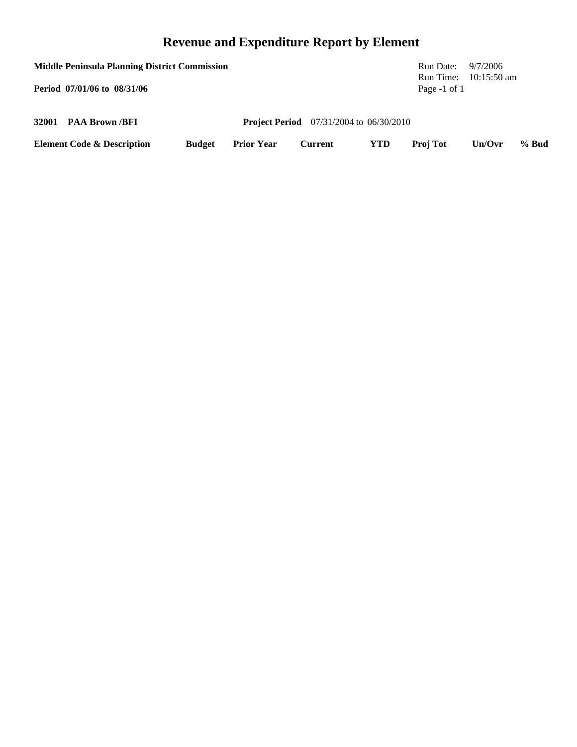# Revenue and Expenditure Report by Element

**Middle Peninsula Planning District Commission**

**Period 07/01/06 to 08/31/06**

Run Date: 9/7/2006
Run Time: 10:15:50 am
Page -1 of 1

**32001 PAA Brown /BFI** **Project Period** 07/31/2004 to 06/30/2010

| Element Code & Description | Budget | Prior Year | Current | YTD | Proj Tot | Un/Ovr | % Bud |
|---|---|---|---|---|---|---|---|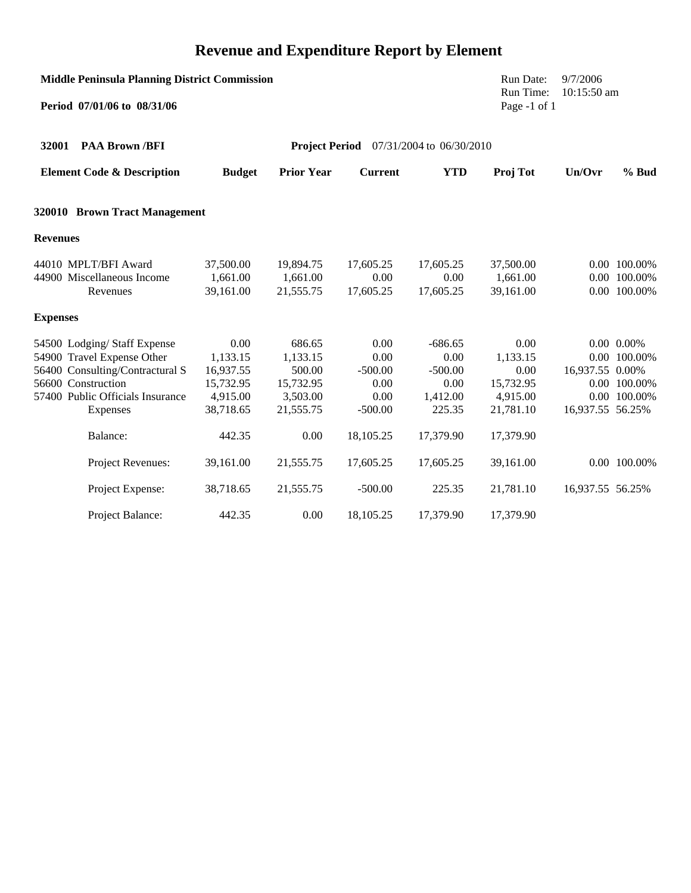# Revenue and Expenditure Report by Element

**Middle Peninsula Planning District Commission**

**Period 07/01/06 to 08/31/06**

Run Date: 9/7/2006
Run Time: 10:15:50 am
Page -1 of 1

**32001 PAA Brown /BFI** **Project Period** 07/31/2004 to 06/30/2010

| Element Code & Description | Budget | Prior Year | Current | YTD | Proj Tot | Un/Ovr | % Bud |
|---|---|---|---|---|---|---|---|
| **320010 Brown Tract Management** | | | | | | | |
| **Revenues** | | | | | | | |
| 44010 MPLT/BFI Award | 37,500.00 | 19,894.75 | 17,605.25 | 17,605.25 | 37,500.00 | 0.00 | 100.00% |
| 44900 Miscellaneous Income | 1,661.00 | 1,661.00 | 0.00 | 0.00 | 1,661.00 | 0.00 | 100.00% |
| Revenues | 39,161.00 | 21,555.75 | 17,605.25 | 17,605.25 | 39,161.00 | 0.00 | 100.00% |
| **Expenses** | | | | | | | |
| 54500 Lodging/ Staff Expense | 0.00 | 686.65 | 0.00 | -686.65 | 0.00 | 0.00 | 0.00% |
| 54900 Travel Expense Other | 1,133.15 | 1,133.15 | 0.00 | 0.00 | 1,133.15 | 0.00 | 100.00% |
| 56400 Consulting/Contractural S | 16,937.55 | 500.00 | -500.00 | -500.00 | 0.00 | 16,937.55 | 0.00% |
| 56600 Construction | 15,732.95 | 15,732.95 | 0.00 | 0.00 | 15,732.95 | 0.00 | 100.00% |
| 57400 Public Officials Insurance | 4,915.00 | 3,503.00 | 0.00 | 1,412.00 | 4,915.00 | 0.00 | 100.00% |
| Expenses | 38,718.65 | 21,555.75 | -500.00 | 225.35 | 21,781.10 | 16,937.55 | 56.25% |
| Balance: | 442.35 | 0.00 | 18,105.25 | 17,379.90 | 17,379.90 | | |
| Project Revenues: | 39,161.00 | 21,555.75 | 17,605.25 | 17,605.25 | 39,161.00 | 0.00 | 100.00% |
| Project Expense: | 38,718.65 | 21,555.75 | -500.00 | 225.35 | 21,781.10 | 16,937.55 | 56.25% |
| Project Balance: | 442.35 | 0.00 | 18,105.25 | 17,379.90 | 17,379.90 | | |